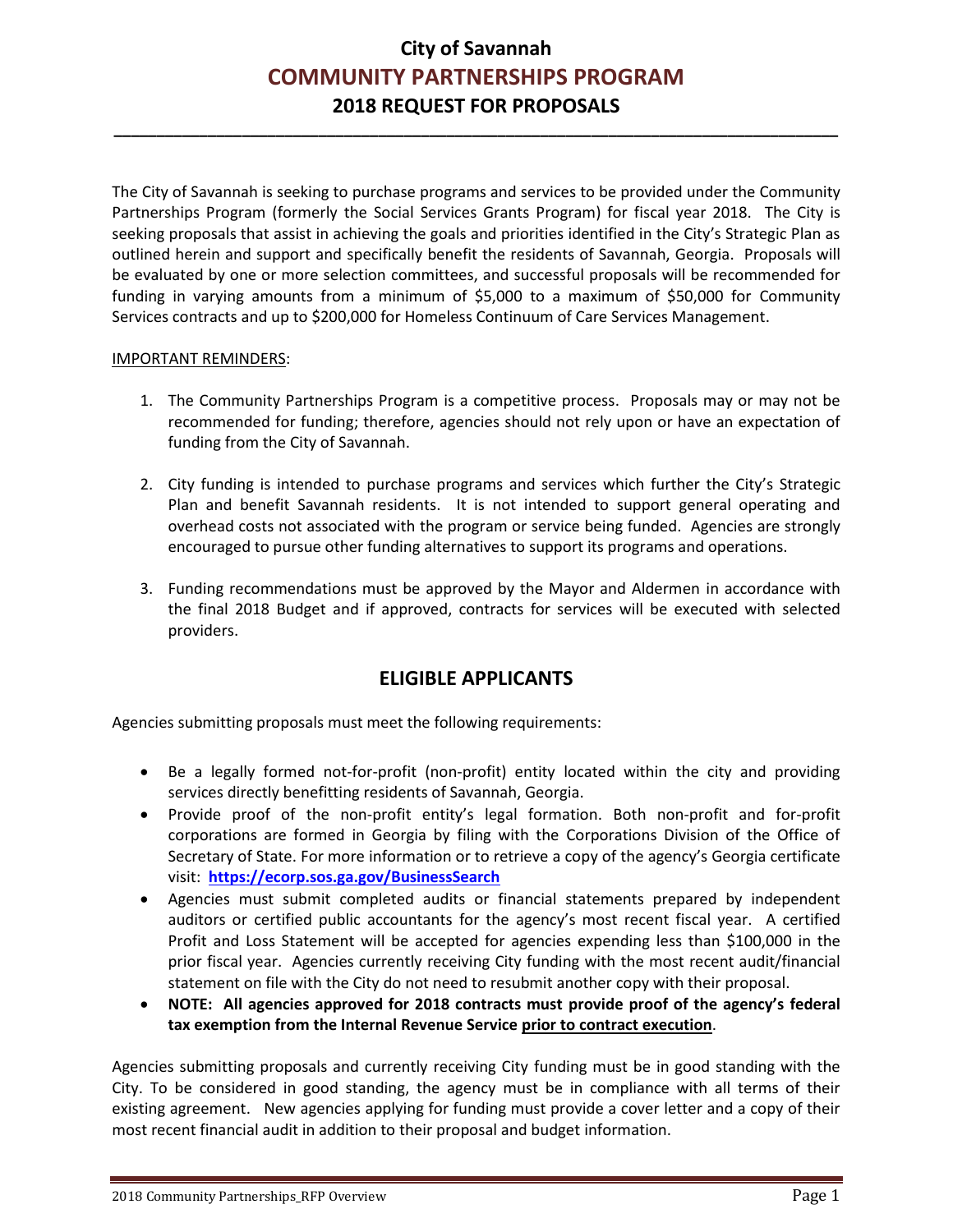# City of Savannah
# COMMUNITY PARTNERSHIPS PROGRAM
## 2018 REQUEST FOR PROPOSALS

The City of Savannah is seeking to purchase programs and services to be provided under the Community Partnerships Program (formerly the Social Services Grants Program) for fiscal year 2018. The City is seeking proposals that assist in achieving the goals and priorities identified in the City's Strategic Plan as outlined herein and support and specifically benefit the residents of Savannah, Georgia. Proposals will be evaluated by one or more selection committees, and successful proposals will be recommended for funding in varying amounts from a minimum of $5,000 to a maximum of $50,000 for Community Services contracts and up to $200,000 for Homeless Continuum of Care Services Management.

<u>IMPORTANT REMINDERS</u>:

1. The Community Partnerships Program is a competitive process. Proposals may or may not be recommended for funding; therefore, agencies should not rely upon or have an expectation of funding from the City of Savannah.

2. City funding is intended to purchase programs and services which further the City's Strategic Plan and benefit Savannah residents. It is not intended to support general operating and overhead costs not associated with the program or service being funded. Agencies are strongly encouraged to pursue other funding alternatives to support its programs and operations.

3. Funding recommendations must be approved by the Mayor and Aldermen in accordance with the final 2018 Budget and if approved, contracts for services will be executed with selected providers.

## ELIGIBLE APPLICANTS

Agencies submitting proposals must meet the following requirements:

- Be a legally formed not-for-profit (non-profit) entity located within the city and providing services directly benefitting residents of Savannah, Georgia.
- Provide proof of the non-profit entity's legal formation. Both non-profit and for-profit corporations are formed in Georgia by filing with the Corporations Division of the Office of Secretary of State. For more information or to retrieve a copy of the agency's Georgia certificate visit: **https://ecorp.sos.ga.gov/BusinessSearch**
- Agencies must submit completed audits or financial statements prepared by independent auditors or certified public accountants for the agency's most recent fiscal year. A certified Profit and Loss Statement will be accepted for agencies expending less than $100,000 in the prior fiscal year. Agencies currently receiving City funding with the most recent audit/financial statement on file with the City do not need to resubmit another copy with their proposal.
- **NOTE: All agencies approved for 2018 contracts must provide proof of the agency's federal tax exemption from the Internal Revenue Service <u>prior to contract execution</u>**.

Agencies submitting proposals and currently receiving City funding must be in good standing with the City. To be considered in good standing, the agency must be in compliance with all terms of their existing agreement. New agencies applying for funding must provide a cover letter and a copy of their most recent financial audit in addition to their proposal and budget information.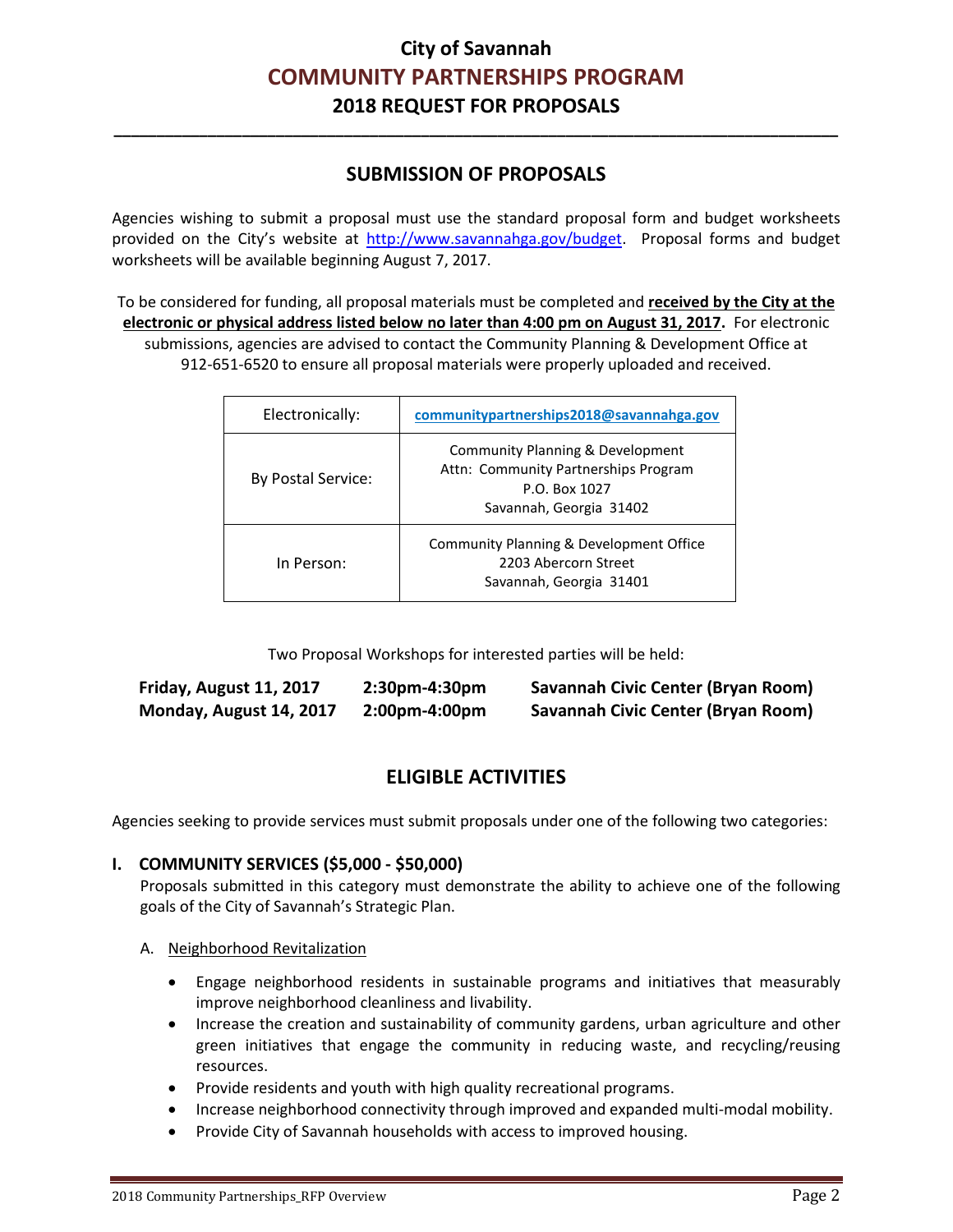# City of Savannah
# COMMUNITY PARTNERSHIPS PROGRAM
# 2018 REQUEST FOR PROPOSALS

## SUBMISSION OF PROPOSALS

Agencies wishing to submit a proposal must use the standard proposal form and budget worksheets provided on the City's website at http://www.savannahga.gov/budget. Proposal forms and budget worksheets will be available beginning August 7, 2017.

To be considered for funding, all proposal materials must be completed and **received by the City at the electronic or physical address listed below no later than 4:00 pm on August 31, 2017.** For electronic submissions, agencies are advised to contact the Community Planning & Development Office at 912-651-6520 to ensure all proposal materials were properly uploaded and received.

| | |
|---|---|
| Electronically: | **communitypartnerships2018@savannahga.gov** |
| By Postal Service: | Community Planning & Development<br>Attn: Community Partnerships Program<br>P.O. Box 1027<br>Savannah, Georgia 31402 |
| In Person: | Community Planning & Development Office<br>2203 Abercorn Street<br>Savannah, Georgia 31401 |

Two Proposal Workshops for interested parties will be held:

| | | |
|---|---|---|
| **Friday, August 11, 2017** | **2:30pm-4:30pm** | **Savannah Civic Center (Bryan Room)** |
| **Monday, August 14, 2017** | **2:00pm-4:00pm** | **Savannah Civic Center (Bryan Room)** |

## ELIGIBLE ACTIVITIES

Agencies seeking to provide services must submit proposals under one of the following two categories:

### I. COMMUNITY SERVICES ($5,000 - $50,000)

Proposals submitted in this category must demonstrate the ability to achieve one of the following goals of the City of Savannah's Strategic Plan.

A. Neighborhood Revitalization

- Engage neighborhood residents in sustainable programs and initiatives that measurably improve neighborhood cleanliness and livability.
- Increase the creation and sustainability of community gardens, urban agriculture and other green initiatives that engage the community in reducing waste, and recycling/reusing resources.
- Provide residents and youth with high quality recreational programs.
- Increase neighborhood connectivity through improved and expanded multi-modal mobility.
- Provide City of Savannah households with access to improved housing.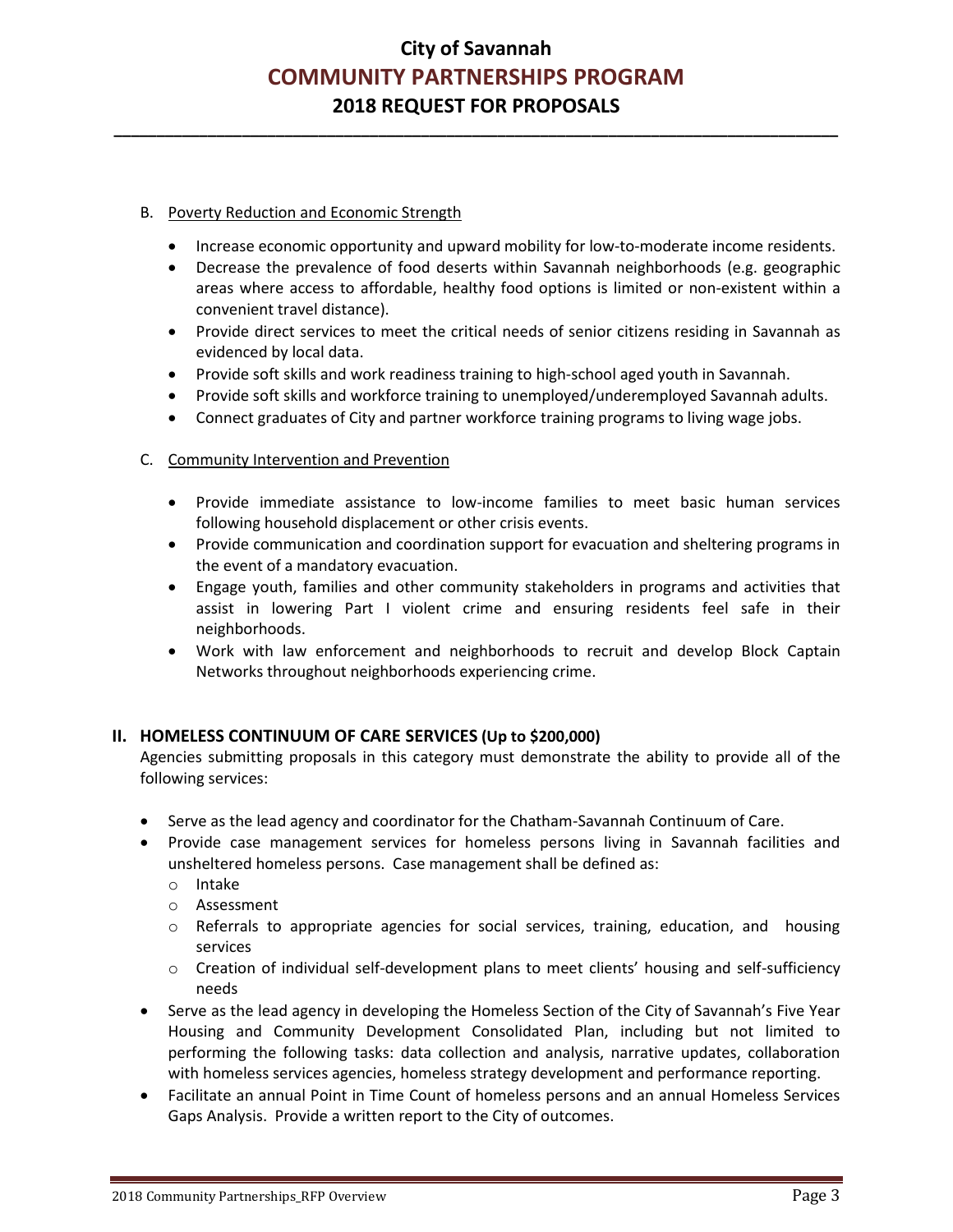B. Poverty Reduction and Economic Strength

- Increase economic opportunity and upward mobility for low-to-moderate income residents.
- Decrease the prevalence of food deserts within Savannah neighborhoods (e.g. geographic areas where access to affordable, healthy food options is limited or non-existent within a convenient travel distance).
- Provide direct services to meet the critical needs of senior citizens residing in Savannah as evidenced by local data.
- Provide soft skills and work readiness training to high-school aged youth in Savannah.
- Provide soft skills and workforce training to unemployed/underemployed Savannah adults.
- Connect graduates of City and partner workforce training programs to living wage jobs.

C. Community Intervention and Prevention

- Provide immediate assistance to low-income families to meet basic human services following household displacement or other crisis events.
- Provide communication and coordination support for evacuation and sheltering programs in the event of a mandatory evacuation.
- Engage youth, families and other community stakeholders in programs and activities that assist in lowering Part I violent crime and ensuring residents feel safe in their neighborhoods.
- Work with law enforcement and neighborhoods to recruit and develop Block Captain Networks throughout neighborhoods experiencing crime.

## II. HOMELESS CONTINUUM OF CARE SERVICES (Up to $200,000)

Agencies submitting proposals in this category must demonstrate the ability to provide all of the following services:

- Serve as the lead agency and coordinator for the Chatham-Savannah Continuum of Care.
- Provide case management services for homeless persons living in Savannah facilities and unsheltered homeless persons. Case management shall be defined as:
  - Intake
  - Assessment
  - Referrals to appropriate agencies for social services, training, education, and housing services
  - Creation of individual self-development plans to meet clients' housing and self-sufficiency needs
- Serve as the lead agency in developing the Homeless Section of the City of Savannah's Five Year Housing and Community Development Consolidated Plan, including but not limited to performing the following tasks: data collection and analysis, narrative updates, collaboration with homeless services agencies, homeless strategy development and performance reporting.
- Facilitate an annual Point in Time Count of homeless persons and an annual Homeless Services Gaps Analysis. Provide a written report to the City of outcomes.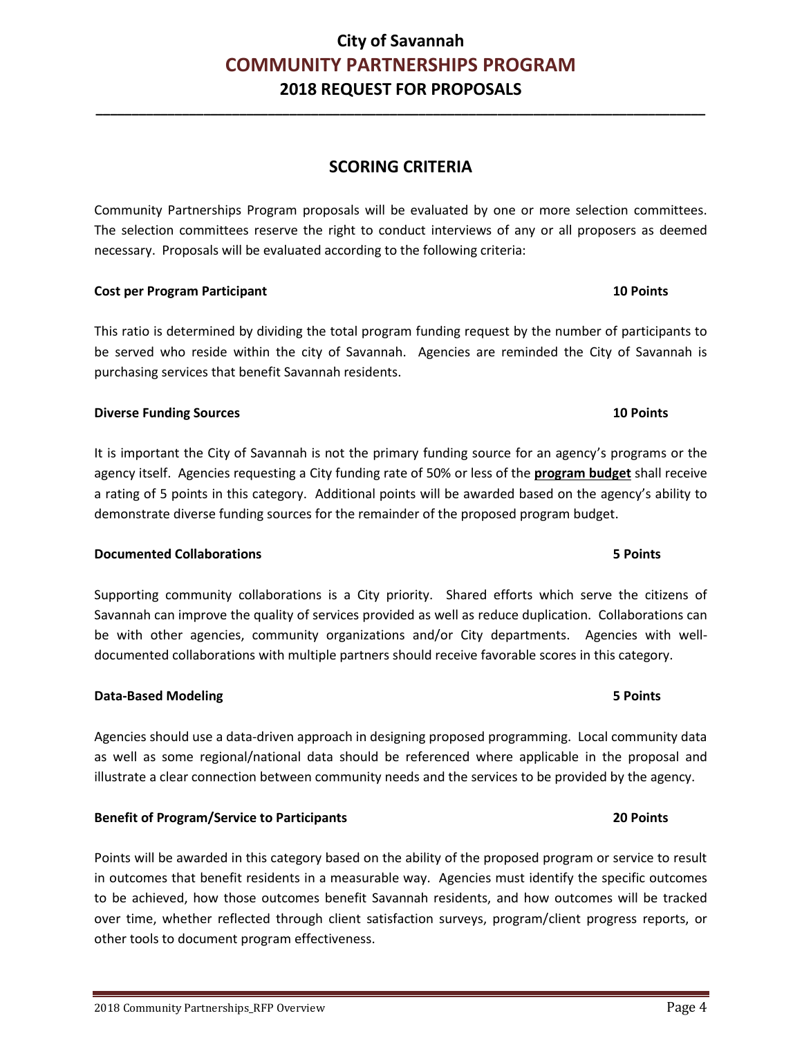## SCORING CRITERIA

Community Partnerships Program proposals will be evaluated by one or more selection committees. The selection committees reserve the right to conduct interviews of any or all proposers as deemed necessary. Proposals will be evaluated according to the following criteria:

**Cost per Program Participant** **10 Points**

This ratio is determined by dividing the total program funding request by the number of participants to be served who reside within the city of Savannah. Agencies are reminded the City of Savannah is purchasing services that benefit Savannah residents.

**Diverse Funding Sources** **10 Points**

It is important the City of Savannah is not the primary funding source for an agency's programs or the agency itself. Agencies requesting a City funding rate of 50% or less of the **program budget** shall receive a rating of 5 points in this category. Additional points will be awarded based on the agency's ability to demonstrate diverse funding sources for the remainder of the proposed program budget.

**Documented Collaborations** **5 Points**

Supporting community collaborations is a City priority. Shared efforts which serve the citizens of Savannah can improve the quality of services provided as well as reduce duplication. Collaborations can be with other agencies, community organizations and/or City departments. Agencies with well-documented collaborations with multiple partners should receive favorable scores in this category.

**Data-Based Modeling** **5 Points**

Agencies should use a data-driven approach in designing proposed programming. Local community data as well as some regional/national data should be referenced where applicable in the proposal and illustrate a clear connection between community needs and the services to be provided by the agency.

**Benefit of Program/Service to Participants** **20 Points**

Points will be awarded in this category based on the ability of the proposed program or service to result in outcomes that benefit residents in a measurable way. Agencies must identify the specific outcomes to be achieved, how those outcomes benefit Savannah residents, and how outcomes will be tracked over time, whether reflected through client satisfaction surveys, program/client progress reports, or other tools to document program effectiveness.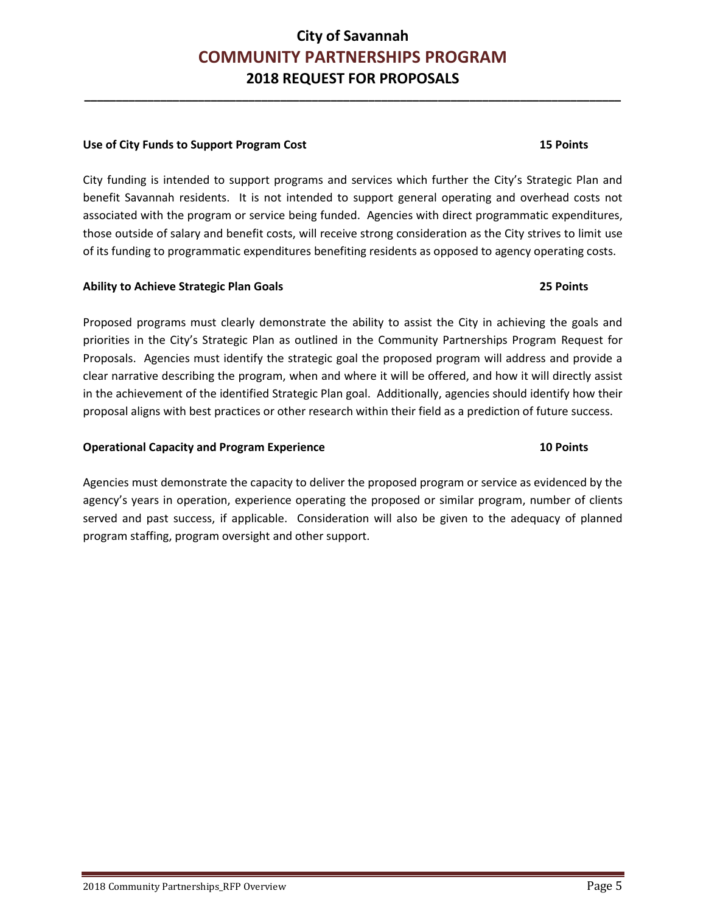**Use of City Funds to Support Program Cost** **15 Points**

City funding is intended to support programs and services which further the City's Strategic Plan and benefit Savannah residents. It is not intended to support general operating and overhead costs not associated with the program or service being funded. Agencies with direct programmatic expenditures, those outside of salary and benefit costs, will receive strong consideration as the City strives to limit use of its funding to programmatic expenditures benefiting residents as opposed to agency operating costs.

**Ability to Achieve Strategic Plan Goals** **25 Points**

Proposed programs must clearly demonstrate the ability to assist the City in achieving the goals and priorities in the City's Strategic Plan as outlined in the Community Partnerships Program Request for Proposals. Agencies must identify the strategic goal the proposed program will address and provide a clear narrative describing the program, when and where it will be offered, and how it will directly assist in the achievement of the identified Strategic Plan goal. Additionally, agencies should identify how their proposal aligns with best practices or other research within their field as a prediction of future success.

**Operational Capacity and Program Experience** **10 Points**

Agencies must demonstrate the capacity to deliver the proposed program or service as evidenced by the agency's years in operation, experience operating the proposed or similar program, number of clients served and past success, if applicable. Consideration will also be given to the adequacy of planned program staffing, program oversight and other support.